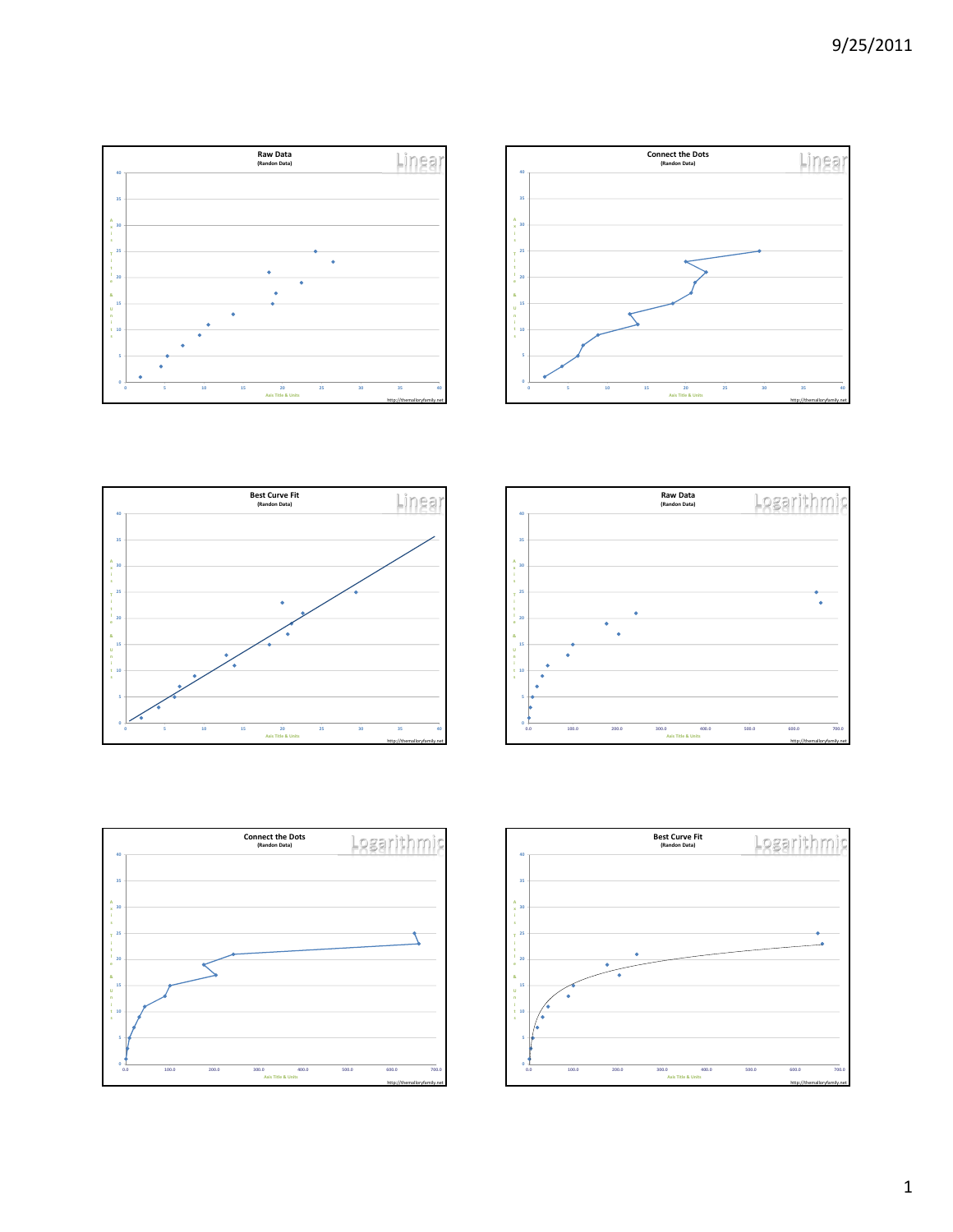**Raw Data**
(Randon Data)

Linear

Axis Title & Units

http://themalloryfamily.net

**Connect the Dots**
(Randon Data)

Linear

Axis Title & Units

http://themalloryfamily.net

**Best Curve Fit**
(Randon Data)

Linear

Axis Title & Units

http://themalloryfamily.net

**Raw Data**
(Randon Data)

Logarithmic

Axis Title & Units

http://themalloryfamily.net

**Connect the Dots**
(Randon Data)

Logarithmic

Axis Title & Units

http://themalloryfamily.net

**Best Curve Fit**
(Randon Data)

Logarithmic

Axis Title & Units

http://themalloryfamily.net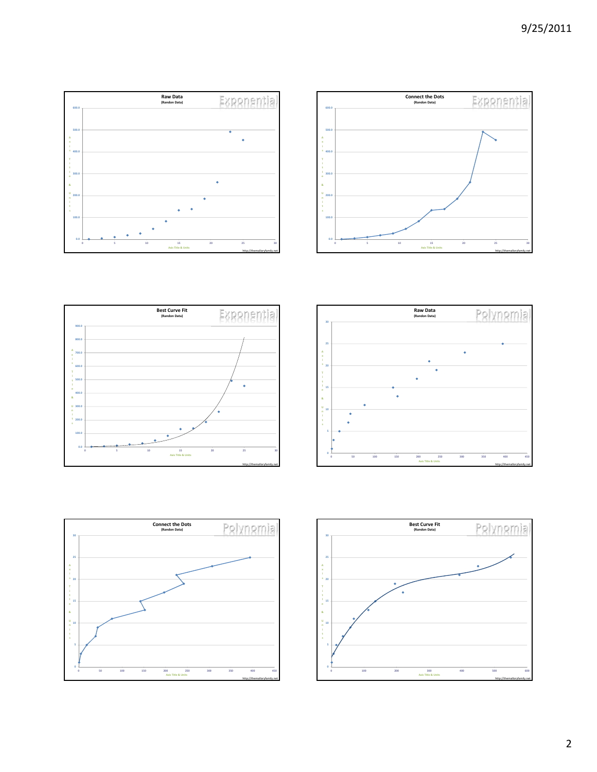## Raw Data
(Randon Data)

Exponential

Axis Title & Units

http://themalloryfamily.net

## Connect the Dots
(Randon Data)

Exponential

Axis Title & Units

http://themalloryfamily.net

## Best Curve Fit
(Randon Data)

Exponential

Axis Title & Units

http://themalloryfamily.net

## Raw Data
(Randon Data)

Polynomial

Axis Title & Units

http://themalloryfamily.net

## Connect the Dots
(Randon Data)

Polynomial

Axis Title & Units

http://themalloryfamily.net

## Best Curve Fit
(Randon Data)

Polynomial

Axis Title & Units

http://themalloryfamily.net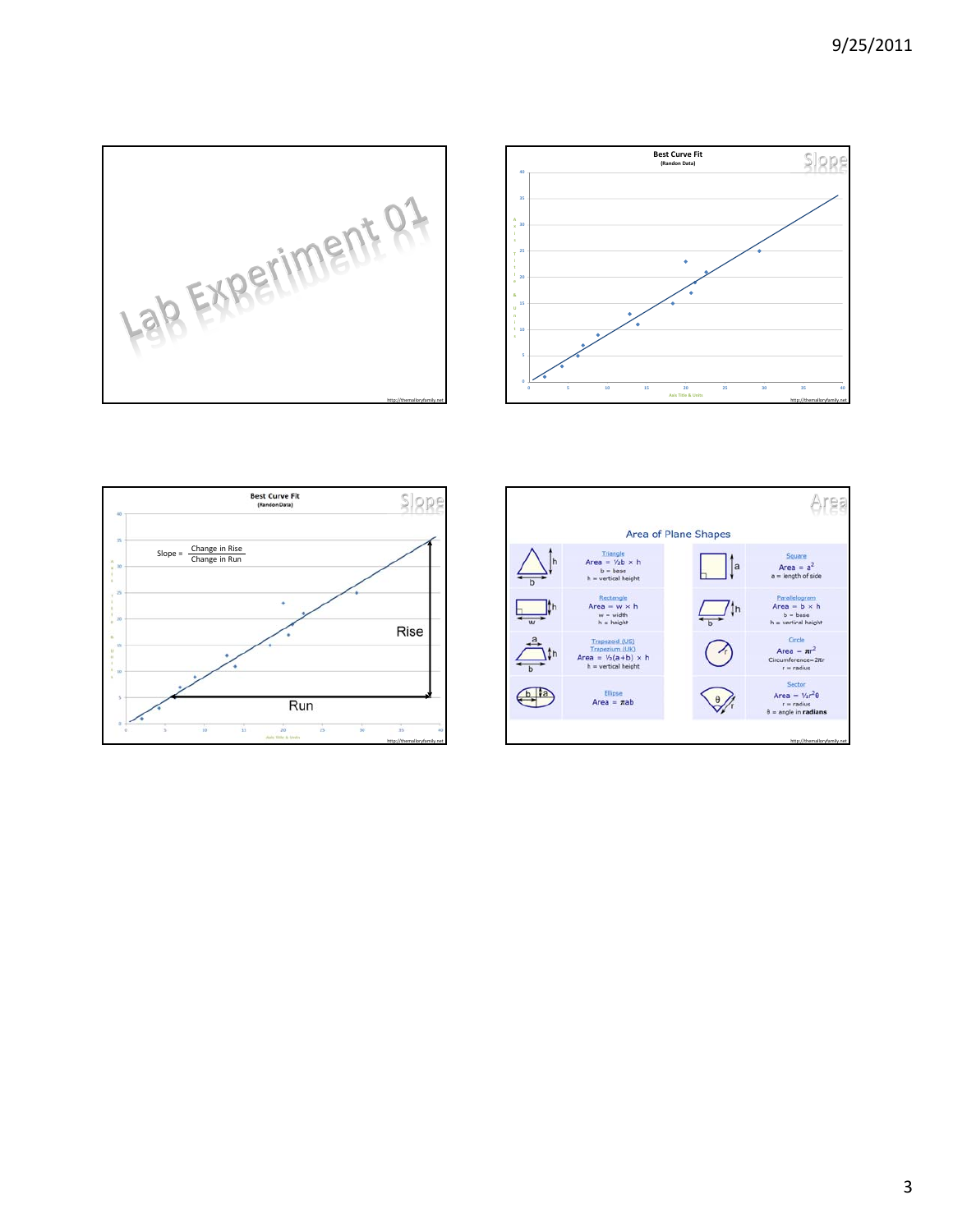Lab Experiment 01

http://themalloryfamily.net

Slope

Best Curve Fit

(Randon Data)

40

35

30

25

20

15

10

5

0

0 5 10 15 20 25 30 35 40

Axis Title & Units

http://themalloryfamily.net

Slope

Best Curve Fit

(Randon Data)

Slope = $\frac{\text{Change in Rise}}{\text{Change in Run}}$

Rise

Run

Axis Title & Units

http://themalloryfamily.net

Area

Area of Plane Shapes

Triangle
Area = ½b × h
b = base
h = vertical height

Square
Area = $a^2$
a = length of side

Rectangle
Area = w × h
w = width
h = height

Parallelogram
Area = b × h
b = base
h = vertical height

Trapezoid (US)
Trapezium (UK)
Area = ½(a+b) × h
h = vertical height

Circle
Area = $\pi r^2$
Circumference = $2\pi r$
r = radius

Ellipse
Area = $\pi ab$

Sector
Area = $\frac{1}{2} r^2 \theta$
r = radius
θ = angle in **radians**

http://themalloryfamily.net